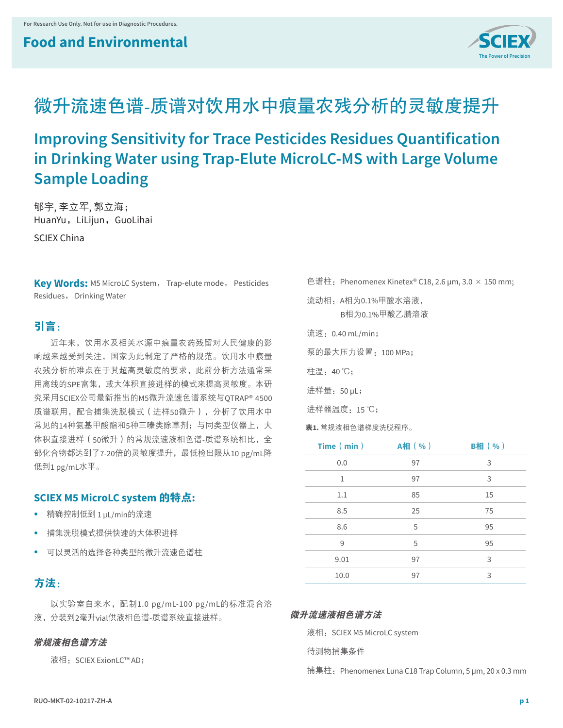# 微升流速色谱-质谱对饮用水中痕量农残分析的灵敏度提升

# Improving Sensitivity for Trace Pesticides Residues Quantification in Drinking Water using Trap-Elute MicroLC-MS with Large Volume Sample Loading

郇宇, 李立军, 郭立海；
HuanYu，LiLijun，GuoLihai

SCIEX China

**Key Words:** M5 MicroLC System， Trap-elute mode， Pesticides Residues， Drinking Water

## 引言：

近年来，饮用水及相关水源中痕量农药残留对人民健康的影响越来越受到关注，国家为此制定了严格的规范。饮用水中痕量农残分析的难点在于其超高灵敏度的要求，此前分析方法通常采用离线的SPE富集，或大体积直接进样的模式来提高灵敏度。本研究采用SCIEX公司最新推出的M5微升流速色谱系统与QTRAP® 4500质谱联用，配合捕集洗脱模式（进样50微升），分析了饮用水中常见的14种氨基甲酸酯和5种三嗪类除草剂；与同类型仪器上，大体积直接进样（50微升）的常规流速液相色谱-质谱系统相比，全部化合物都达到了7-20倍的灵敏度提升，最低检出限从10 pg/mL降低到1 pg/mL水平。

## SCIEX M5 MicroLC system 的特点:

- 精确控制低到 1 μL/min的流速
- 捕集洗脱模式提供快速的大体积进样
- 可以灵活的选择各种类型的微升流速色谱柱

## 方法：

以实验室自来水，配制1.0 pg/mL-100 pg/mL的标准混合溶液，分装到2毫升vial供液相色谱-质谱系统直接进样。

### *常规液相色谱方法*

液相：SCIEX ExionLC™ AD；

色谱柱：Phenomenex Kinetex® C18, 2.6 μm, 3.0 × 150 mm;

流动相：A相为0.1%甲酸水溶液，
B相为0.1%甲酸乙腈溶液

流速：0.40 mL/min；

泵的最大压力设置：100 MPa；

柱温：40 ℃；

进样量：50 μL；

进样器温度：15 ℃；

**表1.** 常规液相色谱梯度洗脱程序。

| Time（min） | A相（%） | B相（%） |
|---|---|---|
| 0.0 | 97 | 3 |
| 1 | 97 | 3 |
| 1.1 | 85 | 15 |
| 8.5 | 25 | 75 |
| 8.6 | 5 | 95 |
| 9 | 5 | 95 |
| 9.01 | 97 | 3 |
| 10.0 | 97 | 3 |

### *微升流速液相色谱方法*

液相：SCIEX M5 MicroLC system

待测物捕集条件

捕集柱：Phenomenex Luna C18 Trap Column, 5 μm, 20 x 0.3 mm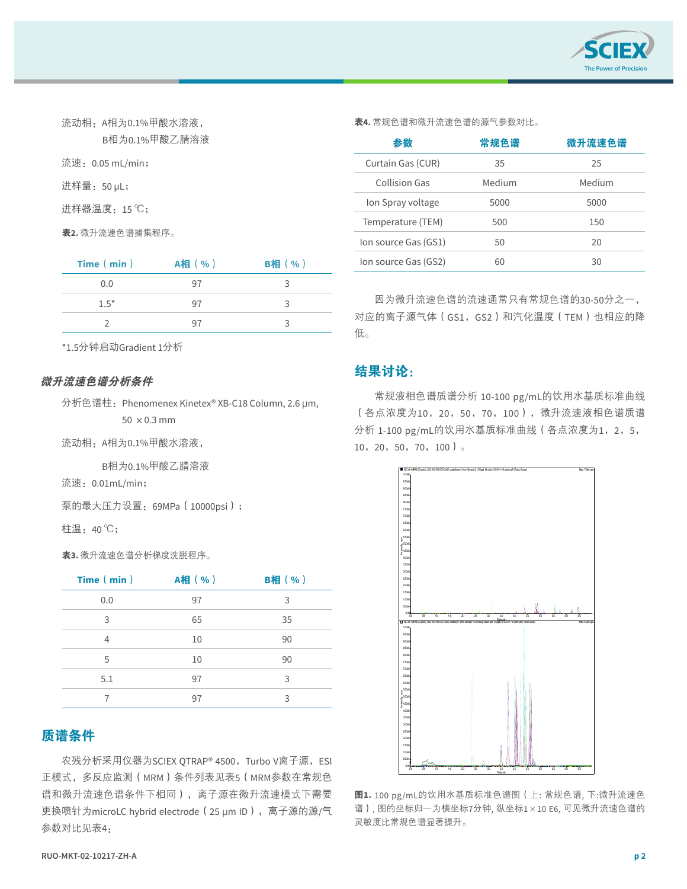流动相：A相为0.1%甲酸水溶液，

B相为0.1%甲酸乙腈溶液

流速：0.05 mL/min；

进样量：50 μL；

进样器温度：15 ℃；

**表2.** 微升流速色谱捕集程序。

| Time（min） | A相（%） | B相（%） |
|---|---|---|
| 0.0 | 97 | 3 |
| 1.5* | 97 | 3 |
| 2 | 97 | 3 |

*1.5分钟启动Gradient 1分析

### 微升流速色谱分析条件

分析色谱柱：Phenomenex Kinetex® XB-C18 Column, 2.6 μm, 50 × 0.3 mm

流动相：A相为0.1%甲酸水溶液，

B相为0.1%甲酸乙腈溶液

流速：0.01mL/min；

泵的最大压力设置：69MPa（10000psi）；

柱温：40 ℃；

**表3.** 微升流速色谱分析梯度洗脱程序。

| Time（min） | A相（%） | B相（%） |
|---|---|---|
| 0.0 | 97 | 3 |
| 3 | 65 | 35 |
| 4 | 10 | 90 |
| 5 | 10 | 90 |
| 5.1 | 97 | 3 |
| 7 | 97 | 3 |

## 质谱条件

农残分析采用仪器为SCIEX QTRAP® 4500，Turbo V离子源，ESI正模式，多反应监测（MRM）条件列表见表5（MRM参数在常规色谱和微升流速色谱条件下相同），离子源在微升流速模式下需要更换喷针为microLC hybrid electrode（25 μm ID），离子源的源/气参数对比见表4：

**表4.** 常规色谱和微升流速色谱的源气参数对比。

| 参数 | 常规色谱 | 微升流速色谱 |
|---|---|---|
| Curtain Gas (CUR) | 35 | 25 |
| Collision Gas | Medium | Medium |
| Ion Spray voltage | 5000 | 5000 |
| Temperature (TEM) | 500 | 150 |
| Ion source Gas (GS1) | 50 | 20 |
| Ion source Gas (GS2) | 60 | 30 |

因为微升流速色谱的流速通常只有常规色谱的30-50分之一，对应的离子源气体（GS1，GS2）和汽化温度（TEM）也相应的降低。

## 结果讨论：

常规液相色谱质谱分析 10-100 pg/mL的饮用水基质标准曲线（各点浓度为10，20，50，70，100），微升流速液相色谱质谱分析 1-100 pg/mL的饮用水基质标准曲线（各点浓度为1，2，5，10，20，50，70，100）。

**图1.** 100 pg/mL的饮用水基质标准色谱图（上: 常规色谱, 下:微升流速色谱）, 图的坐标归一为横坐标7分钟, 纵坐标1×10 E6, 可见微升流速色谱的灵敏度比常规色谱显著提升。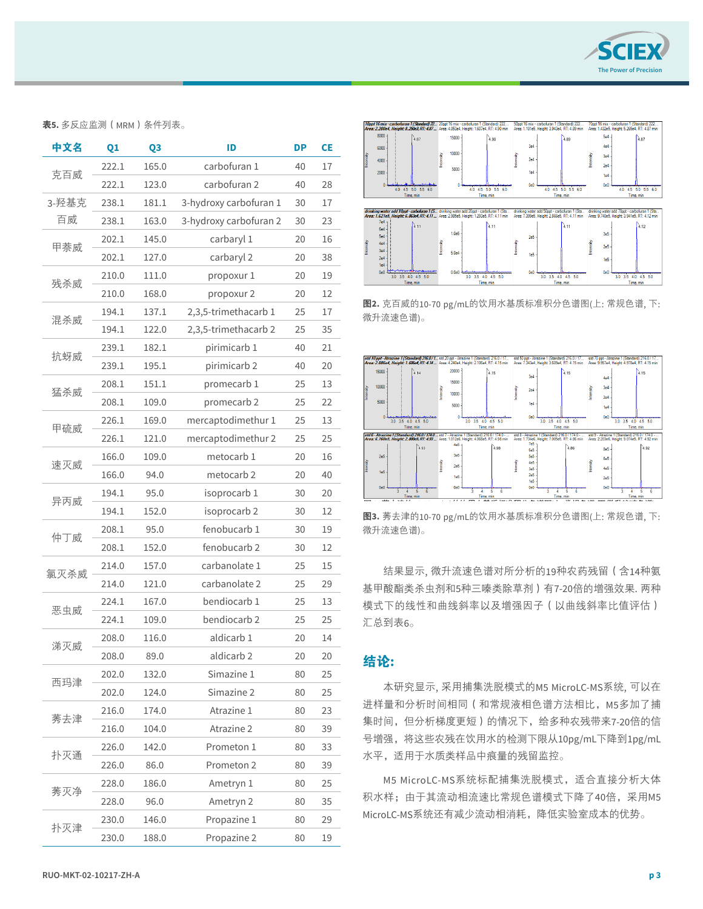**表5.** 多反应监测（MRM）条件列表。

| 中文名 | Q1 | Q3 | ID | DP | CE |
|---|---|---|---|---|---|
| 克百威 | 222.1 | 165.0 | carbofuran 1 | 40 | 17 |
| | 222.1 | 123.0 | carbofuran 2 | 40 | 28 |
| 3-羟基克百威 | 238.1 | 181.1 | 3-hydroxy carbofuran 1 | 30 | 17 |
| | 238.1 | 163.0 | 3-hydroxy carbofuran 2 | 30 | 23 |
| 甲萘威 | 202.1 | 145.0 | carbaryl 1 | 20 | 16 |
| | 202.1 | 127.0 | carbaryl 2 | 20 | 38 |
| 残杀威 | 210.0 | 111.0 | propoxur 1 | 20 | 19 |
| | 210.0 | 168.0 | propoxur 2 | 20 | 12 |
| 混杀威 | 194.1 | 137.1 | 2,3,5-trimethacarb 1 | 25 | 17 |
| | 194.1 | 122.0 | 2,3,5-trimethacarb 2 | 25 | 35 |
| 抗蚜威 | 239.1 | 182.1 | pirimicarb 1 | 40 | 21 |
| | 239.1 | 195.1 | pirimicarb 2 | 40 | 20 |
| 猛杀威 | 208.1 | 151.1 | promecarb 1 | 25 | 13 |
| | 208.1 | 109.0 | promecarb 2 | 25 | 22 |
| 甲硫威 | 226.1 | 169.0 | mercaptodimethur 1 | 25 | 13 |
| | 226.1 | 121.0 | mercaptodimethur 2 | 25 | 25 |
| 速灭威 | 166.0 | 109.0 | metocarb 1 | 20 | 16 |
| | 166.0 | 94.0 | metocarb 2 | 20 | 40 |
| 异丙威 | 194.1 | 95.0 | isoprocarb 1 | 30 | 20 |
| | 194.1 | 152.0 | isoprocarb 2 | 30 | 12 |
| 仲丁威 | 208.1 | 95.0 | fenobucarb 1 | 30 | 19 |
| | 208.1 | 152.0 | fenobucarb 2 | 30 | 12 |
| 氯灭杀威 | 214.0 | 157.0 | carbanolate 1 | 25 | 15 |
| | 214.0 | 121.0 | carbanolate 2 | 25 | 29 |
| 恶虫威 | 224.1 | 167.0 | bendiocarb 1 | 25 | 13 |
| | 224.1 | 109.0 | bendiocarb 2 | 25 | 25 |
| 涕灭威 | 208.0 | 116.0 | aldicarb 1 | 20 | 14 |
| | 208.0 | 89.0 | aldicarb 2 | 20 | 20 |
| 西玛津 | 202.0 | 132.0 | Simazine 1 | 80 | 25 |
| | 202.0 | 124.0 | Simazine 2 | 80 | 25 |
| 莠去津 | 216.0 | 174.0 | Atrazine 1 | 80 | 23 |
| | 216.0 | 104.0 | Atrazine 2 | 80 | 39 |
| 扑灭通 | 226.0 | 142.0 | Prometon 1 | 80 | 33 |
| | 226.0 | 86.0 | Prometon 2 | 80 | 39 |
| 莠灭净 | 228.0 | 186.0 | Ametryn 1 | 80 | 25 |
| | 228.0 | 96.0 | Ametryn 2 | 80 | 35 |
| 扑灭津 | 230.0 | 146.0 | Propazine 1 | 80 | 29 |
| | 230.0 | 188.0 | Propazine 2 | 80 | 19 |

**图2.** 克百威的10-70 pg/mL的饮用水基质标准积分色谱图(上: 常规色谱, 下: 微升流速色谱)。

**图3.** 莠去津的10-70 pg/mL的饮用水基质标准积分色谱图(上: 常规色谱, 下: 微升流速色谱)。

结果显示, 微升流速色谱对所分析的19种农药残留（含14种氨基甲酸酯类杀虫剂和5种三嗪类除草剂）有7-20倍的增强效果. 两种模式下的线性和曲线斜率以及增强因子（以曲线斜率比值评估）汇总到表6。

## 结论:

本研究显示, 采用捕集洗脱模式的M5 MicroLC-MS系统, 可以在进样量和分析时间相同（和常规液相色谱方法相比，M5多加了捕集时间，但分析梯度更短）的情况下，给多种农残带来7-20倍的信号增强，将这些农残在饮用水的检测下限从10pg/mL下降到1pg/mL水平，适用于水质类样品中痕量的残留监控。

M5 MicroLC-MS系统标配捕集洗脱模式，适合直接分析大体积水样；由于其流动相流速比常规色谱模式下降了40倍，采用M5 MicroLC-MS系统还有减少流动相消耗，降低实验室成本的优势。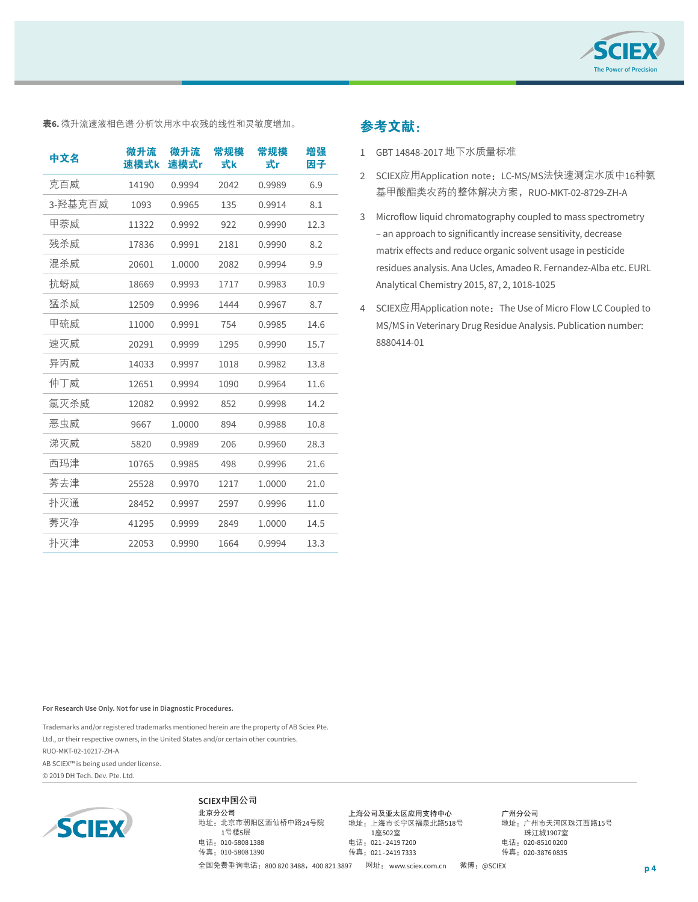**表6.** 微升流速液相色谱 分析饮用水中农残的线性和灵敏度增加。

| 中文名 | 微升流速模式k | 微升流速模式r | 常规模式k | 常规模式r | 增强因子 |
|---|---|---|---|---|---|
| 克百威 | 14190 | 0.9994 | 2042 | 0.9989 | 6.9 |
| 3-羟基克百威 | 1093 | 0.9965 | 135 | 0.9914 | 8.1 |
| 甲萘威 | 11322 | 0.9992 | 922 | 0.9990 | 12.3 |
| 残杀威 | 17836 | 0.9991 | 2181 | 0.9990 | 8.2 |
| 混杀威 | 20601 | 1.0000 | 2082 | 0.9994 | 9.9 |
| 抗蚜威 | 18669 | 0.9993 | 1717 | 0.9983 | 10.9 |
| 猛杀威 | 12509 | 0.9996 | 1444 | 0.9967 | 8.7 |
| 甲硫威 | 11000 | 0.9991 | 754 | 0.9985 | 14.6 |
| 速灭威 | 20291 | 0.9999 | 1295 | 0.9990 | 15.7 |
| 异丙威 | 14033 | 0.9997 | 1018 | 0.9982 | 13.8 |
| 仲丁威 | 12651 | 0.9994 | 1090 | 0.9964 | 11.6 |
| 氯灭杀威 | 12082 | 0.9992 | 852 | 0.9998 | 14.2 |
| 恶虫威 | 9667 | 1.0000 | 894 | 0.9988 | 10.8 |
| 涕灭威 | 5820 | 0.9989 | 206 | 0.9960 | 28.3 |
| 西玛津 | 10765 | 0.9985 | 498 | 0.9996 | 21.6 |
| 莠去津 | 25528 | 0.9970 | 1217 | 1.0000 | 21.0 |
| 扑灭通 | 28452 | 0.9997 | 2597 | 0.9996 | 11.0 |
| 莠灭净 | 41295 | 0.9999 | 2849 | 1.0000 | 14.5 |
| 扑灭津 | 22053 | 0.9990 | 1664 | 0.9994 | 13.3 |

## 参考文献：

1. GBT 14848-2017 地下水质量标准
2. SCIEX应用Application note：LC-MS/MS法快速测定水质中16种氨基甲酸酯类农药的整体解决方案，RUO-MKT-02-8729-ZH-A
3. Microflow liquid chromatography coupled to mass spectrometry – an approach to significantly increase sensitivity, decrease matrix effects and reduce organic solvent usage in pesticide residues analysis. Ana Ucles, Amadeo R. Fernandez-Alba etc. EURL Analytical Chemistry 2015, 87, 2, 1018-1025
4. SCIEX应用Application note：The Use of Micro Flow LC Coupled to MS/MS in Veterinary Drug Residue Analysis. Publication number: 8880414-01

**For Research Use Only. Not for use in Diagnostic Procedures.**

Trademarks and/or registered trademarks mentioned herein are the property of AB Sciex Pte. Ltd., or their respective owners, in the United States and/or certain other countries.

RUO-MKT-02-10217-ZH-A

AB SCIEX™ is being used under license.

© 2019 DH Tech. Dev. Pte. Ltd.

SCIEX中国公司

北京分公司
地址：北京市朝阳区酒仙桥中路24号院1号楼5层
电话：010-5808 1388
传真：010-5808 1390

上海公司及亚太区应用支持中心
地址：上海市长宁区福泉北路518号1座502室
电话：021-2419 7200
传真：021-2419 7333

广州分公司
地址：广州市天河区珠江西路15号珠江城1907室
电话：020-8510 0200
传真：020-3876 0835

全国免费垂询电话：800 820 3488，400 821 3897　网址：www.sciex.com.cn　微博：@SCIEX